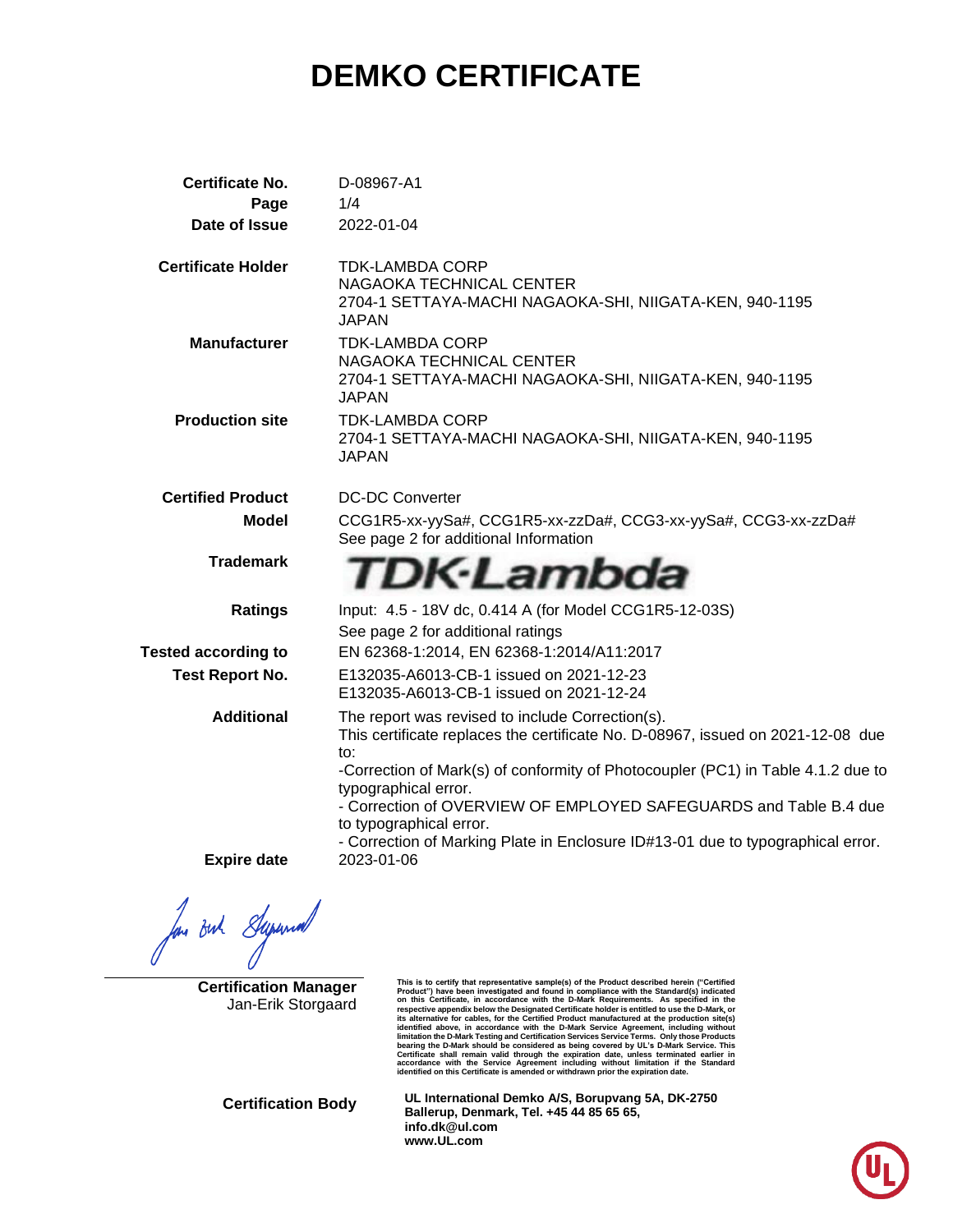# DEMKO CERTIFICATE

| | |
|---|---|
| **Certificate No.** | D-08967-A1 |
| **Page** | 1/4 |
| **Date of Issue** | 2022-01-04 |
| **Certificate Holder** | TDK-LAMBDA CORP<br>NAGAOKA TECHNICAL CENTER<br>2704-1 SETTAYA-MACHI NAGAOKA-SHI, NIIGATA-KEN, 940-1195<br>JAPAN |
| **Manufacturer** | TDK-LAMBDA CORP<br>NAGAOKA TECHNICAL CENTER<br>2704-1 SETTAYA-MACHI NAGAOKA-SHI, NIIGATA-KEN, 940-1195<br>JAPAN |
| **Production site** | TDK-LAMBDA CORP<br>2704-1 SETTAYA-MACHI NAGAOKA-SHI, NIIGATA-KEN, 940-1195<br>JAPAN |
| **Certified Product** | DC-DC Converter |
| **Model** | CCG1R5-xx-yySa#, CCG1R5-xx-zzDa#, CCG3-xx-yySa#, CCG3-xx-zzDa#<br>See page 2 for additional Information |
| **Trademark** | TDK-Lambda |
| **Ratings** | Input: 4.5 - 18V dc, 0.414 A (for Model CCG1R5-12-03S)<br>See page 2 for additional ratings |
| **Tested according to** | EN 62368-1:2014, EN 62368-1:2014/A11:2017 |
| **Test Report No.** | E132035-A6013-CB-1 issued on 2021-12-23<br>E132035-A6013-CB-1 issued on 2021-12-24 |
| **Additional** | The report was revised to include Correction(s).<br>This certificate replaces the certificate No. D-08967, issued on 2021-12-08 due to:<br>-Correction of Mark(s) of conformity of Photocoupler (PC1) in Table 4.1.2 due to typographical error.<br>- Correction of OVERVIEW OF EMPLOYED SAFEGUARDS and Table B.4 due to typographical error.<br>- Correction of Marking Plate in Enclosure ID#13-01 due to typographical error. |
| **Expire date** | 2023-01-06 |

**Certification Manager**
Jan-Erik Storgaard

This is to certify that representative sample(s) of the Product described herein ("Certified Product") have been investigated and found in compliance with the Standard(s) indicated on this Certificate, in accordance with the D-Mark Requirements. As specified in the respective appendix below the Designated Certificate holder is entitled to use the D-Mark, or its alternative for cables, for the Certified Product manufactured at the production site(s) identified above, in accordance with the D-Mark Service Agreement, including without limitation the D-Mark Testing and Certification Services Service Terms. Only those Products bearing the D-Mark should be considered as being covered by UL's D-Mark Service. This Certificate shall remain valid through the expiration date, unless terminated earlier in accordance with the Service Agreement including without limitation if the Standard identified on this Certificate is amended or withdrawn prior the expiration date.

**Certification Body**

**UL International Demko A/S, Borupvang 5A, DK-2750 Ballerup, Denmark, Tel. +45 44 85 65 65, info.dk@ul.com www.UL.com**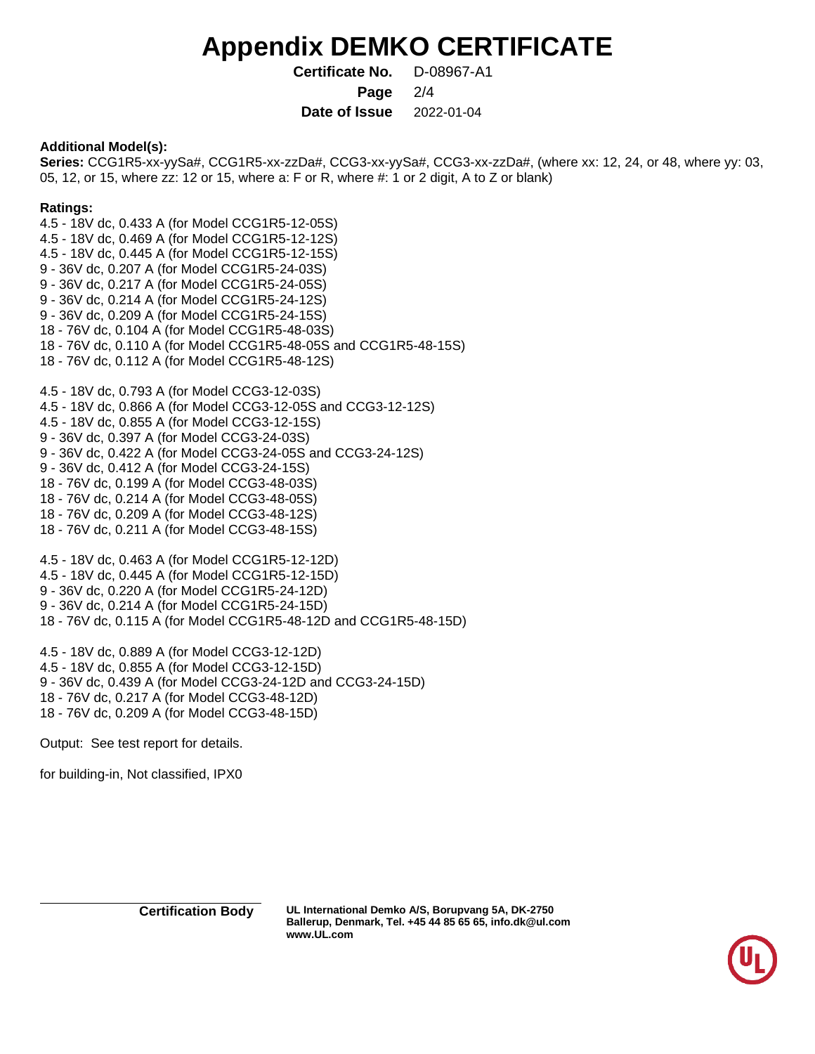# Appendix DEMKO CERTIFICATE

**Certificate No.** D-08967-A1

**Date of Issue** 2022-01-04

**Additional Model(s):**

**Series:** CCG1R5-xx-yySa#, CCG1R5-xx-zzDa#, CCG3-xx-yySa#, CCG3-xx-zzDa#, (where xx: 12, 24, or 48, where yy: 03, 05, 12, or 15, where zz: 12 or 15, where a: F or R, where #: 1 or 2 digit, A to Z or blank)

**Ratings:**

4.5 - 18V dc, 0.433 A (for Model CCG1R5-12-05S)
4.5 - 18V dc, 0.469 A (for Model CCG1R5-12-12S)
4.5 - 18V dc, 0.445 A (for Model CCG1R5-12-15S)
9 - 36V dc, 0.207 A (for Model CCG1R5-24-03S)
9 - 36V dc, 0.217 A (for Model CCG1R5-24-05S)
9 - 36V dc, 0.214 A (for Model CCG1R5-24-12S)
9 - 36V dc, 0.209 A (for Model CCG1R5-24-15S)
18 - 76V dc, 0.104 A (for Model CCG1R5-48-03S)
18 - 76V dc, 0.110 A (for Model CCG1R5-48-05S and CCG1R5-48-15S)
18 - 76V dc, 0.112 A (for Model CCG1R5-48-12S)

4.5 - 18V dc, 0.793 A (for Model CCG3-12-03S)
4.5 - 18V dc, 0.866 A (for Model CCG3-12-05S and CCG3-12-12S)
4.5 - 18V dc, 0.855 A (for Model CCG3-12-15S)
9 - 36V dc, 0.397 A (for Model CCG3-24-03S)
9 - 36V dc, 0.422 A (for Model CCG3-24-05S and CCG3-24-12S)
9 - 36V dc, 0.412 A (for Model CCG3-24-15S)
18 - 76V dc, 0.199 A (for Model CCG3-48-03S)
18 - 76V dc, 0.214 A (for Model CCG3-48-05S)
18 - 76V dc, 0.209 A (for Model CCG3-48-12S)
18 - 76V dc, 0.211 A (for Model CCG3-48-15S)

4.5 - 18V dc, 0.463 A (for Model CCG1R5-12-12D)
4.5 - 18V dc, 0.445 A (for Model CCG1R5-12-15D)
9 - 36V dc, 0.220 A (for Model CCG1R5-24-12D)
9 - 36V dc, 0.214 A (for Model CCG1R5-24-15D)
18 - 76V dc, 0.115 A (for Model CCG1R5-48-12D and CCG1R5-48-15D)

4.5 - 18V dc, 0.889 A (for Model CCG3-12-12D)
4.5 - 18V dc, 0.855 A (for Model CCG3-12-15D)
9 - 36V dc, 0.439 A (for Model CCG3-24-12D and CCG3-24-15D)
18 - 76V dc, 0.217 A (for Model CCG3-48-12D)
18 - 76V dc, 0.209 A (for Model CCG3-48-15D)

Output: See test report for details.

for building-in, Not classified, IPX0

**Certification Body** **UL International Demko A/S, Borupvang 5A, DK-2750 Ballerup, Denmark, Tel. +45 44 85 65 65, info.dk@ul.com www.UL.com**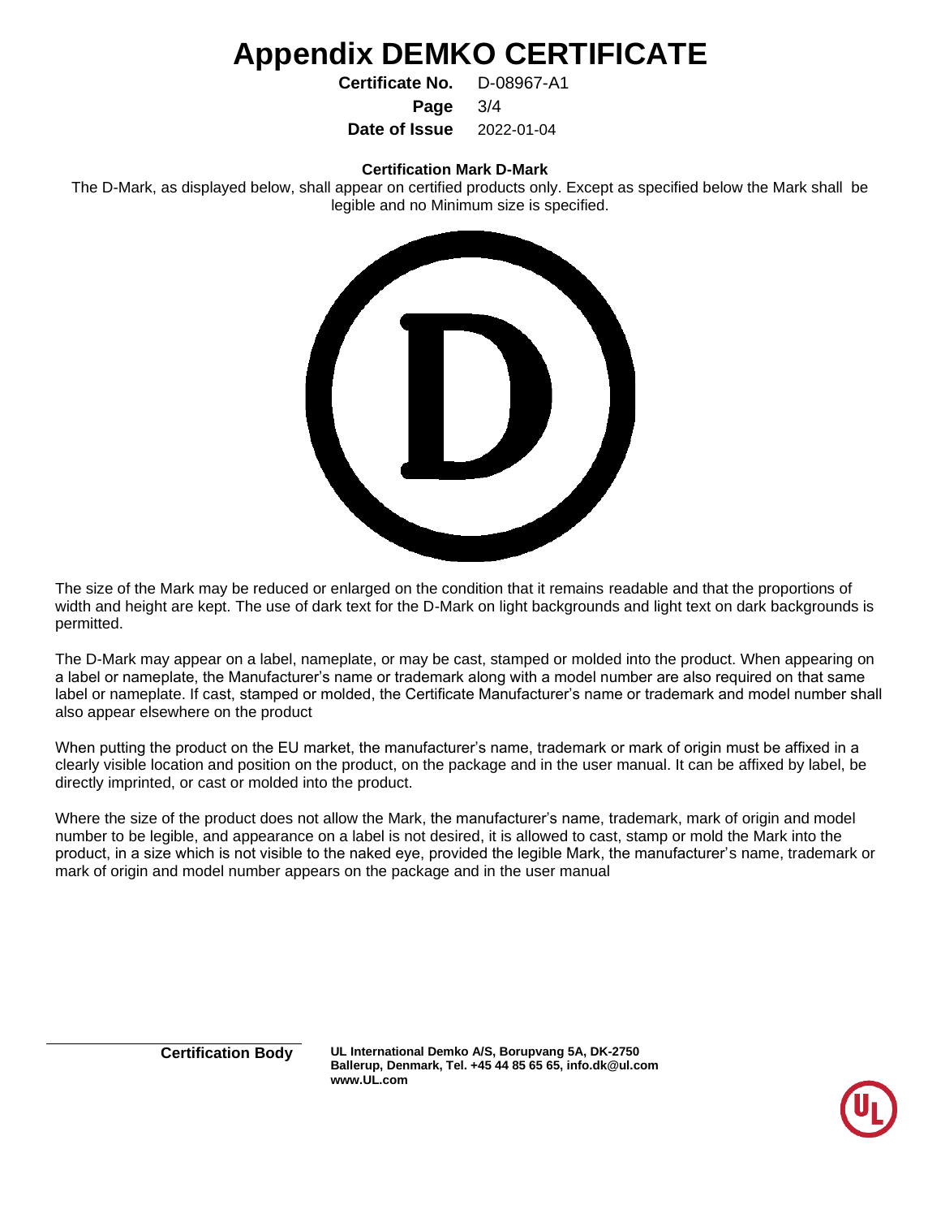# Appendix DEMKO CERTIFICATE

**Certificate No.** D-08967-A1

**Date of Issue** 2022-01-04

**Certification Mark D-Mark**

The D-Mark, as displayed below, shall appear on certified products only. Except as specified below the Mark shall be legible and no Minimum size is specified.

The size of the Mark may be reduced or enlarged on the condition that it remains readable and that the proportions of width and height are kept. The use of dark text for the D-Mark on light backgrounds and light text on dark backgrounds is permitted.

The D-Mark may appear on a label, nameplate, or may be cast, stamped or molded into the product. When appearing on a label or nameplate, the Manufacturer's name or trademark along with a model number are also required on that same label or nameplate. If cast, stamped or molded, the Certificate Manufacturer's name or trademark and model number shall also appear elsewhere on the product

When putting the product on the EU market, the manufacturer's name, trademark or mark of origin must be affixed in a clearly visible location and position on the product, on the package and in the user manual. It can be affixed by label, be directly imprinted, or cast or molded into the product.

Where the size of the product does not allow the Mark, the manufacturer's name, trademark, mark of origin and model number to be legible, and appearance on a label is not desired, it is allowed to cast, stamp or mold the Mark into the product, in a size which is not visible to the naked eye, provided the legible Mark, the manufacturer's name, trademark or mark of origin and model number appears on the package and in the user manual

**Certification Body** **UL International Demko A/S, Borupvang 5A, DK-2750 Ballerup, Denmark, Tel. +45 44 85 65 65, info.dk@ul.com www.UL.com**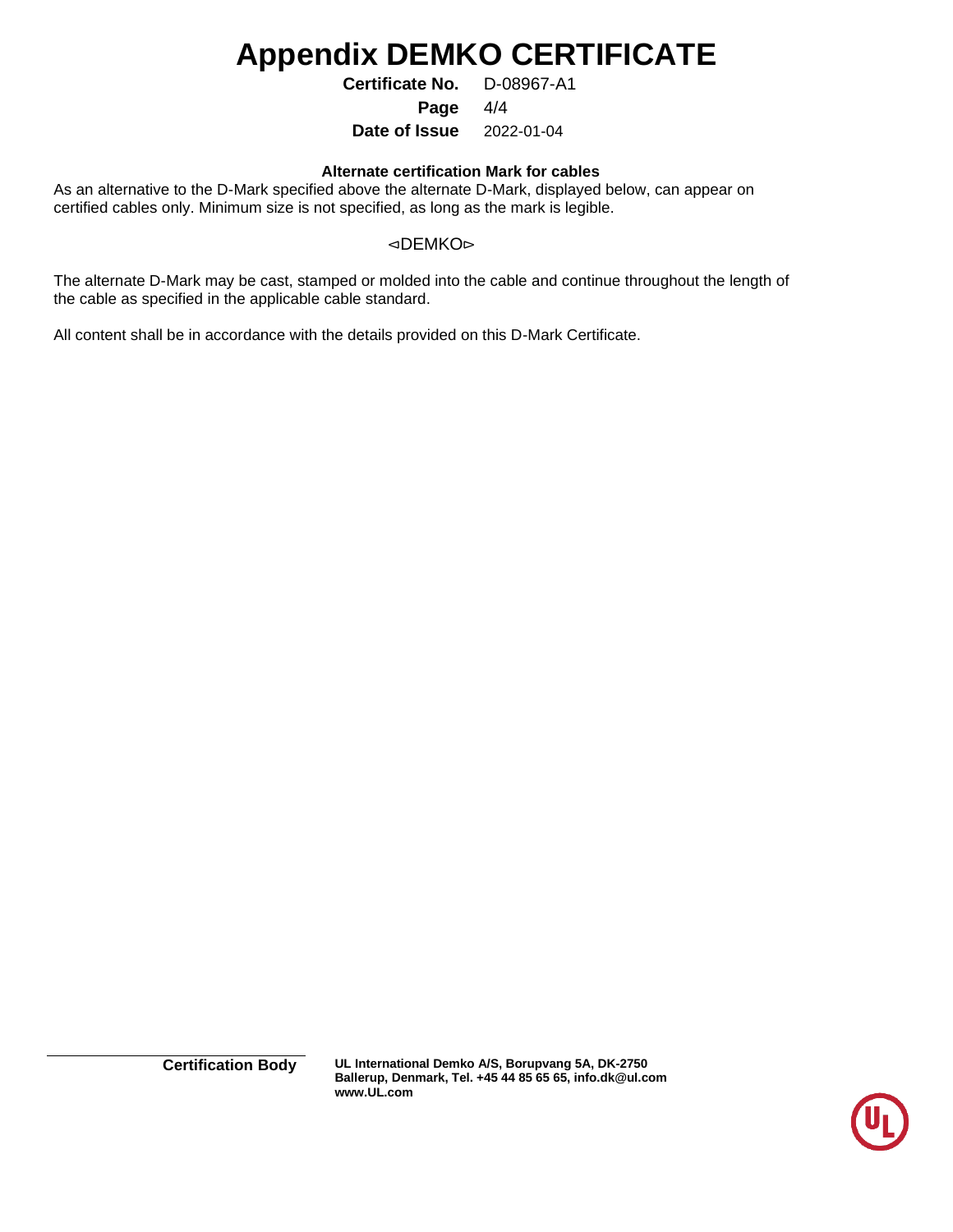# Appendix DEMKO CERTIFICATE

**Certificate No.** D-08967-A1

**Date of Issue** 2022-01-04

**Alternate certification Mark for cables**

As an alternative to the D-Mark specified above the alternate D-Mark, displayed below, can appear on certified cables only. Minimum size is not specified, as long as the mark is legible.

⊲DEMKO⊳

The alternate D-Mark may be cast, stamped or molded into the cable and continue throughout the length of the cable as specified in the applicable cable standard.

All content shall be in accordance with the details provided on this D-Mark Certificate.

**Certification Body** **UL International Demko A/S, Borupvang 5A, DK-2750 Ballerup, Denmark, Tel. +45 44 85 65 65, info.dk@ul.com www.UL.com**